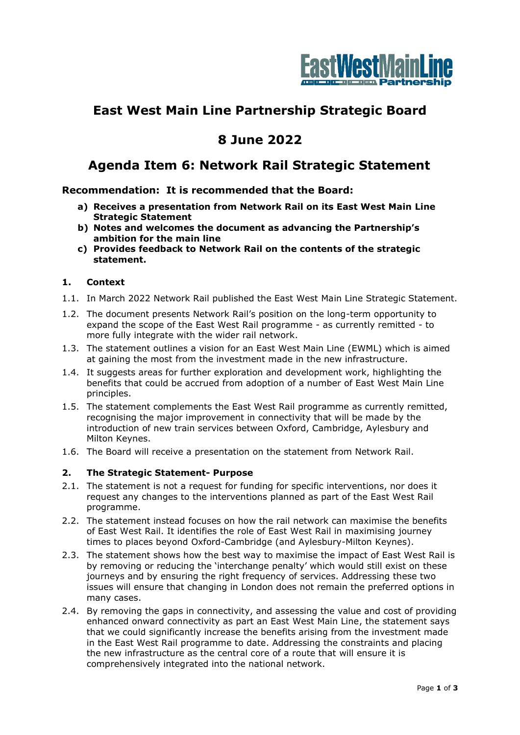# East West Main Line Partnership Strategic Board

# 8 June 2022

# Agenda Item 6: Network Rail Strategic Statement

### Recommendation: It is recommended that the Board:

a) **Receives a presentation from Network Rail on its East West Main Line Strategic Statement**
b) **Notes and welcomes the document as advancing the Partnership's ambition for the main line**
c) **Provides feedback to Network Rail on the contents of the strategic statement.**

### 1. Context

1.1. In March 2022 Network Rail published the East West Main Line Strategic Statement.

1.2. The document presents Network Rail's position on the long-term opportunity to expand the scope of the East West Rail programme - as currently remitted - to more fully integrate with the wider rail network.

1.3. The statement outlines a vision for an East West Main Line (EWML) which is aimed at gaining the most from the investment made in the new infrastructure.

1.4. It suggests areas for further exploration and development work, highlighting the benefits that could be accrued from adoption of a number of East West Main Line principles.

1.5. The statement complements the East West Rail programme as currently remitted, recognising the major improvement in connectivity that will be made by the introduction of new train services between Oxford, Cambridge, Aylesbury and Milton Keynes.

1.6. The Board will receive a presentation on the statement from Network Rail.

### 2. The Strategic Statement- Purpose

2.1. The statement is not a request for funding for specific interventions, nor does it request any changes to the interventions planned as part of the East West Rail programme.

2.2. The statement instead focuses on how the rail network can maximise the benefits of East West Rail. It identifies the role of East West Rail in maximising journey times to places beyond Oxford-Cambridge (and Aylesbury-Milton Keynes).

2.3. The statement shows how the best way to maximise the impact of East West Rail is by removing or reducing the 'interchange penalty' which would still exist on these journeys and by ensuring the right frequency of services. Addressing these two issues will ensure that changing in London does not remain the preferred options in many cases.

2.4. By removing the gaps in connectivity, and assessing the value and cost of providing enhanced onward connectivity as part an East West Main Line, the statement says that we could significantly increase the benefits arising from the investment made in the East West Rail programme to date. Addressing the constraints and placing the new infrastructure as the central core of a route that will ensure it is comprehensively integrated into the national network.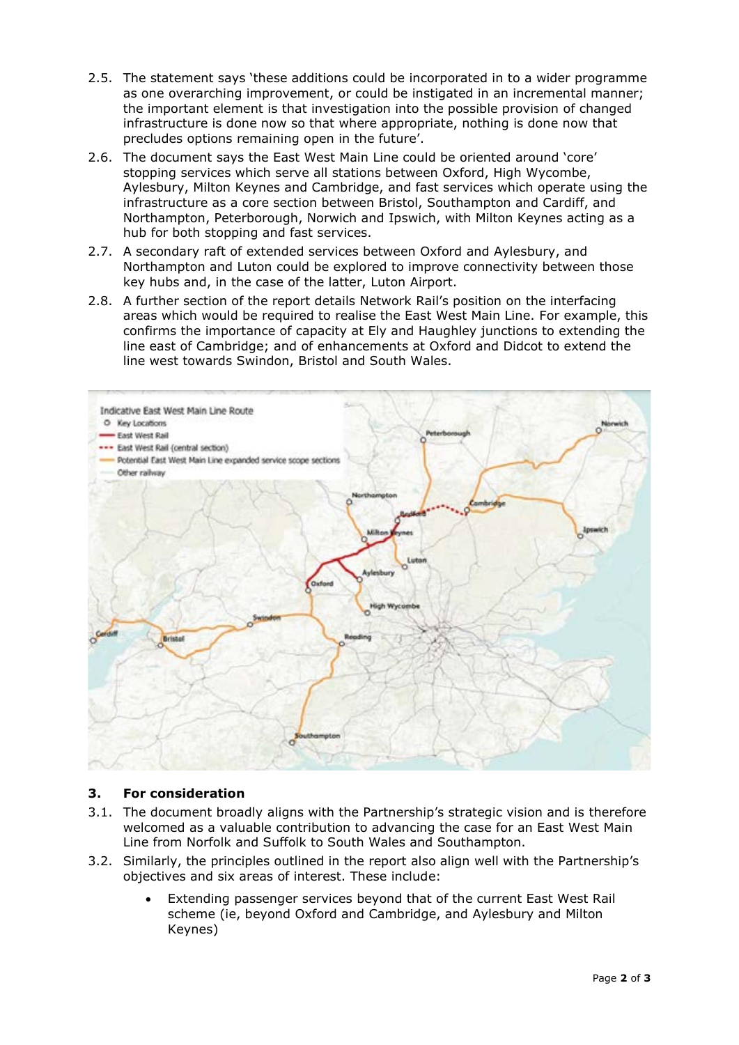2.5. The statement says 'these additions could be incorporated in to a wider programme as one overarching improvement, or could be instigated in an incremental manner; the important element is that investigation into the possible provision of changed infrastructure is done now so that where appropriate, nothing is done now that precludes options remaining open in the future'.

2.6. The document says the East West Main Line could be oriented around 'core' stopping services which serve all stations between Oxford, High Wycombe, Aylesbury, Milton Keynes and Cambridge, and fast services which operate using the infrastructure as a core section between Bristol, Southampton and Cardiff, and Northampton, Peterborough, Norwich and Ipswich, with Milton Keynes acting as a hub for both stopping and fast services.

2.7. A secondary raft of extended services between Oxford and Aylesbury, and Northampton and Luton could be explored to improve connectivity between those key hubs and, in the case of the latter, Luton Airport.

2.8. A further section of the report details Network Rail's position on the interfacing areas which would be required to realise the East West Main Line. For example, this confirms the importance of capacity at Ely and Haughley junctions to extending the line east of Cambridge; and of enhancements at Oxford and Didcot to extend the line west towards Swindon, Bristol and South Wales.

## 3. For consideration

3.1. The document broadly aligns with the Partnership's strategic vision and is therefore welcomed as a valuable contribution to advancing the case for an East West Main Line from Norfolk and Suffolk to South Wales and Southampton.

3.2. Similarly, the principles outlined in the report also align well with the Partnership's objectives and six areas of interest. These include:

- Extending passenger services beyond that of the current East West Rail scheme (ie, beyond Oxford and Cambridge, and Aylesbury and Milton Keynes)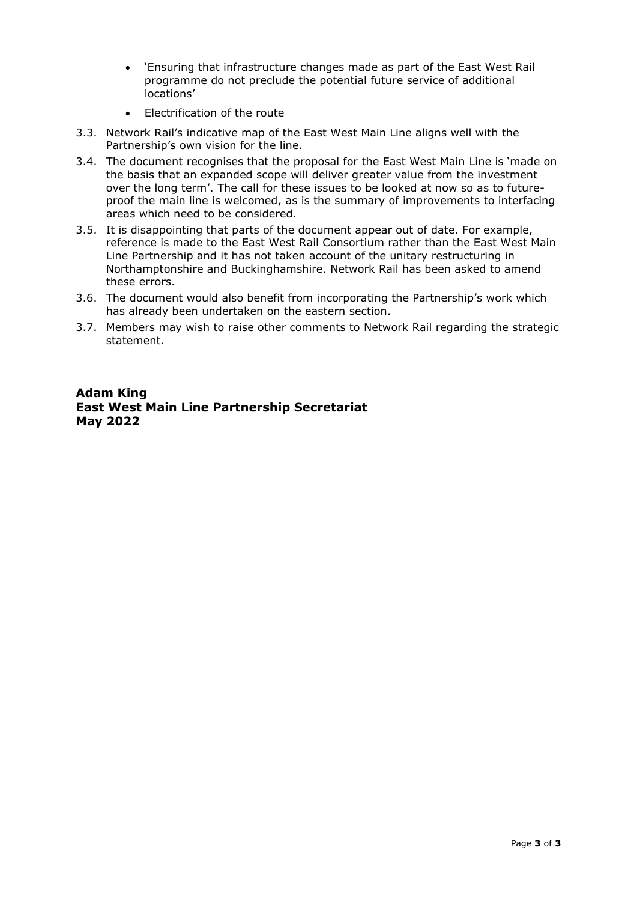- 'Ensuring that infrastructure changes made as part of the East West Rail programme do not preclude the potential future service of additional locations'
- Electrification of the route

3.3. Network Rail's indicative map of the East West Main Line aligns well with the Partnership's own vision for the line.

3.4. The document recognises that the proposal for the East West Main Line is 'made on the basis that an expanded scope will deliver greater value from the investment over the long term'. The call for these issues to be looked at now so as to future-proof the main line is welcomed, as is the summary of improvements to interfacing areas which need to be considered.

3.5. It is disappointing that parts of the document appear out of date. For example, reference is made to the East West Rail Consortium rather than the East West Main Line Partnership and it has not taken account of the unitary restructuring in Northamptonshire and Buckinghamshire. Network Rail has been asked to amend these errors.

3.6. The document would also benefit from incorporating the Partnership's work which has already been undertaken on the eastern section.

3.7. Members may wish to raise other comments to Network Rail regarding the strategic statement.

**Adam King**
**East West Main Line Partnership Secretariat**
**May 2022**